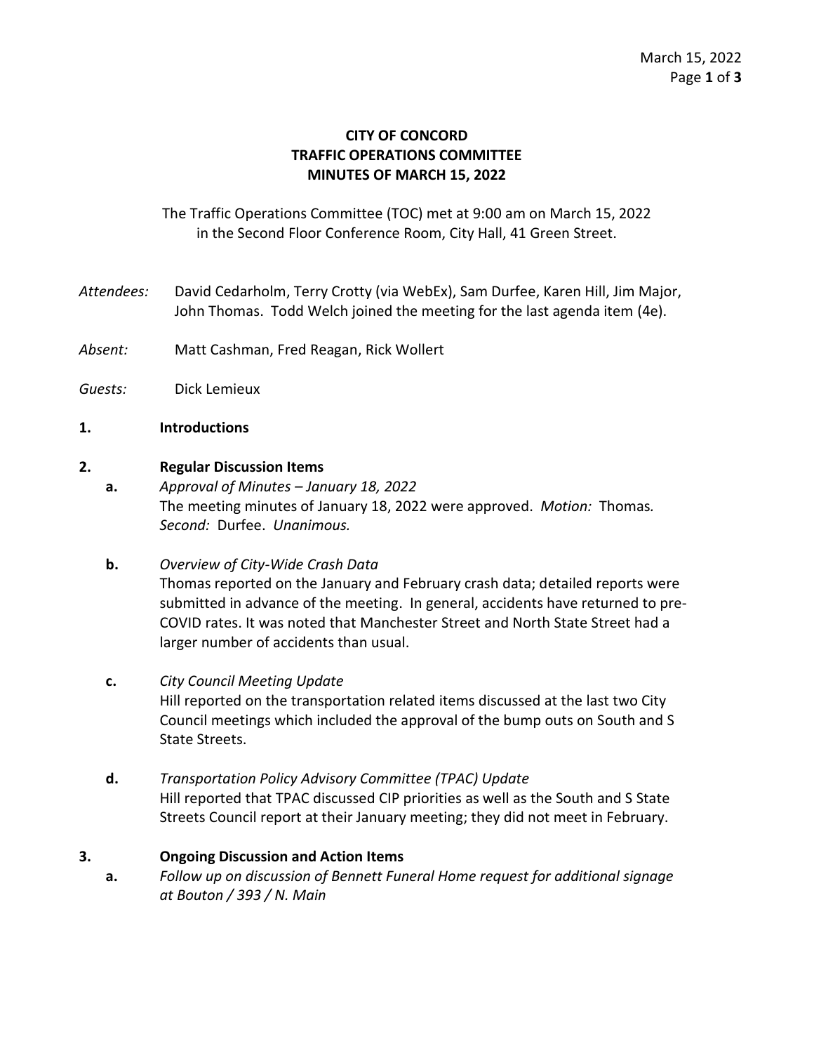# CITY OF CONCORD
## TRAFFIC OPERATIONS COMMITTEE
## MINUTES OF MARCH 15, 2022

The Traffic Operations Committee (TOC) met at 9:00 am on March 15, 2022 in the Second Floor Conference Room, City Hall, 41 Green Street.

*Attendees:* David Cedarholm, Terry Crotty (via WebEx), Sam Durfee, Karen Hill, Jim Major, John Thomas. Todd Welch joined the meeting for the last agenda item (4e).

*Absent:* Matt Cashman, Fred Reagan, Rick Wollert

*Guests:* Dick Lemieux

**1. Introductions**

**2. Regular Discussion Items**

**a.** *Approval of Minutes – January 18, 2022*
The meeting minutes of January 18, 2022 were approved. *Motion:* Thomas. *Second:* Durfee. *Unanimous.*

**b.** *Overview of City-Wide Crash Data*
Thomas reported on the January and February crash data; detailed reports were submitted in advance of the meeting. In general, accidents have returned to pre-COVID rates. It was noted that Manchester Street and North State Street had a larger number of accidents than usual.

**c.** *City Council Meeting Update*
Hill reported on the transportation related items discussed at the last two City Council meetings which included the approval of the bump outs on South and S State Streets.

**d.** *Transportation Policy Advisory Committee (TPAC) Update*
Hill reported that TPAC discussed CIP priorities as well as the South and S State Streets Council report at their January meeting; they did not meet in February.

**3. Ongoing Discussion and Action Items**

**a.** *Follow up on discussion of Bennett Funeral Home request for additional signage at Bouton / 393 / N. Main*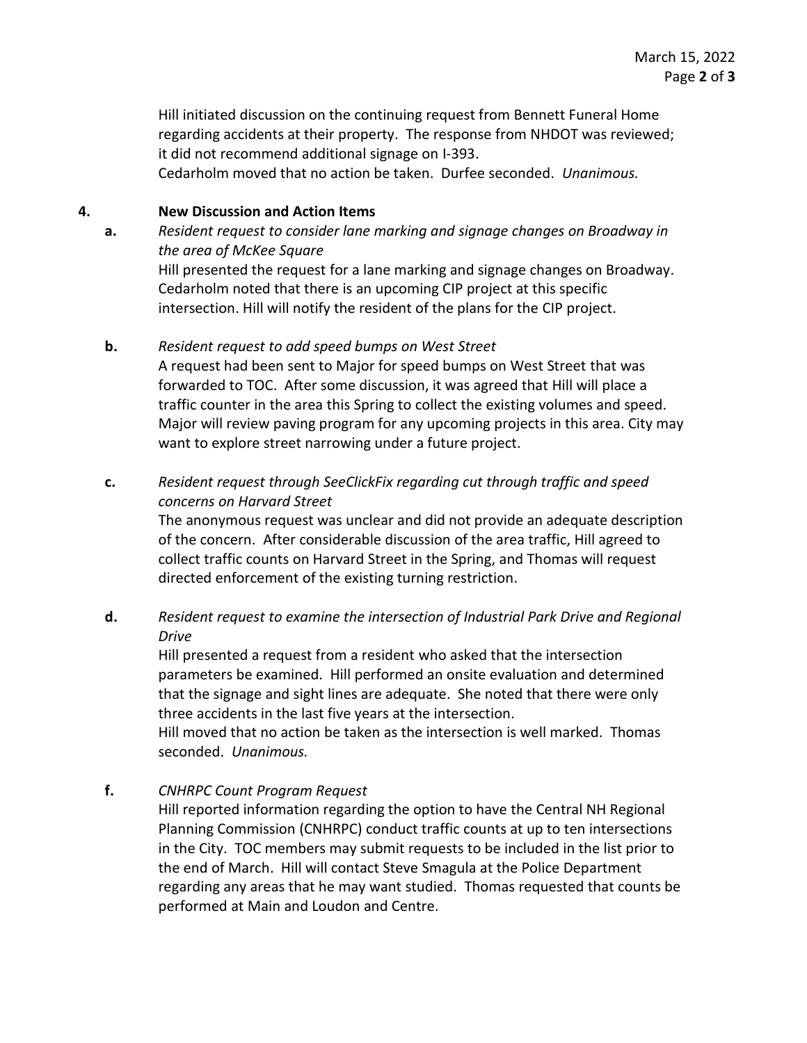Hill initiated discussion on the continuing request from Bennett Funeral Home regarding accidents at their property. The response from NHDOT was reviewed; it did not recommend additional signage on I-393.
Cedarholm moved that no action be taken. Durfee seconded. *Unanimous.*

**4. New Discussion and Action Items**

**a.** *Resident request to consider lane marking and signage changes on Broadway in the area of McKee Square*
Hill presented the request for a lane marking and signage changes on Broadway. Cedarholm noted that there is an upcoming CIP project at this specific intersection. Hill will notify the resident of the plans for the CIP project.

**b.** *Resident request to add speed bumps on West Street*
A request had been sent to Major for speed bumps on West Street that was forwarded to TOC. After some discussion, it was agreed that Hill will place a traffic counter in the area this Spring to collect the existing volumes and speed. Major will review paving program for any upcoming projects in this area. City may want to explore street narrowing under a future project.

**c.** *Resident request through SeeClickFix regarding cut through traffic and speed concerns on Harvard Street*
The anonymous request was unclear and did not provide an adequate description of the concern. After considerable discussion of the area traffic, Hill agreed to collect traffic counts on Harvard Street in the Spring, and Thomas will request directed enforcement of the existing turning restriction.

**d.** *Resident request to examine the intersection of Industrial Park Drive and Regional Drive*
Hill presented a request from a resident who asked that the intersection parameters be examined. Hill performed an onsite evaluation and determined that the signage and sight lines are adequate. She noted that there were only three accidents in the last five years at the intersection.
Hill moved that no action be taken as the intersection is well marked. Thomas seconded. *Unanimous.*

**f.** *CNHRPC Count Program Request*
Hill reported information regarding the option to have the Central NH Regional Planning Commission (CNHRPC) conduct traffic counts at up to ten intersections in the City. TOC members may submit requests to be included in the list prior to the end of March. Hill will contact Steve Smagula at the Police Department regarding any areas that he may want studied. Thomas requested that counts be performed at Main and Loudon and Centre.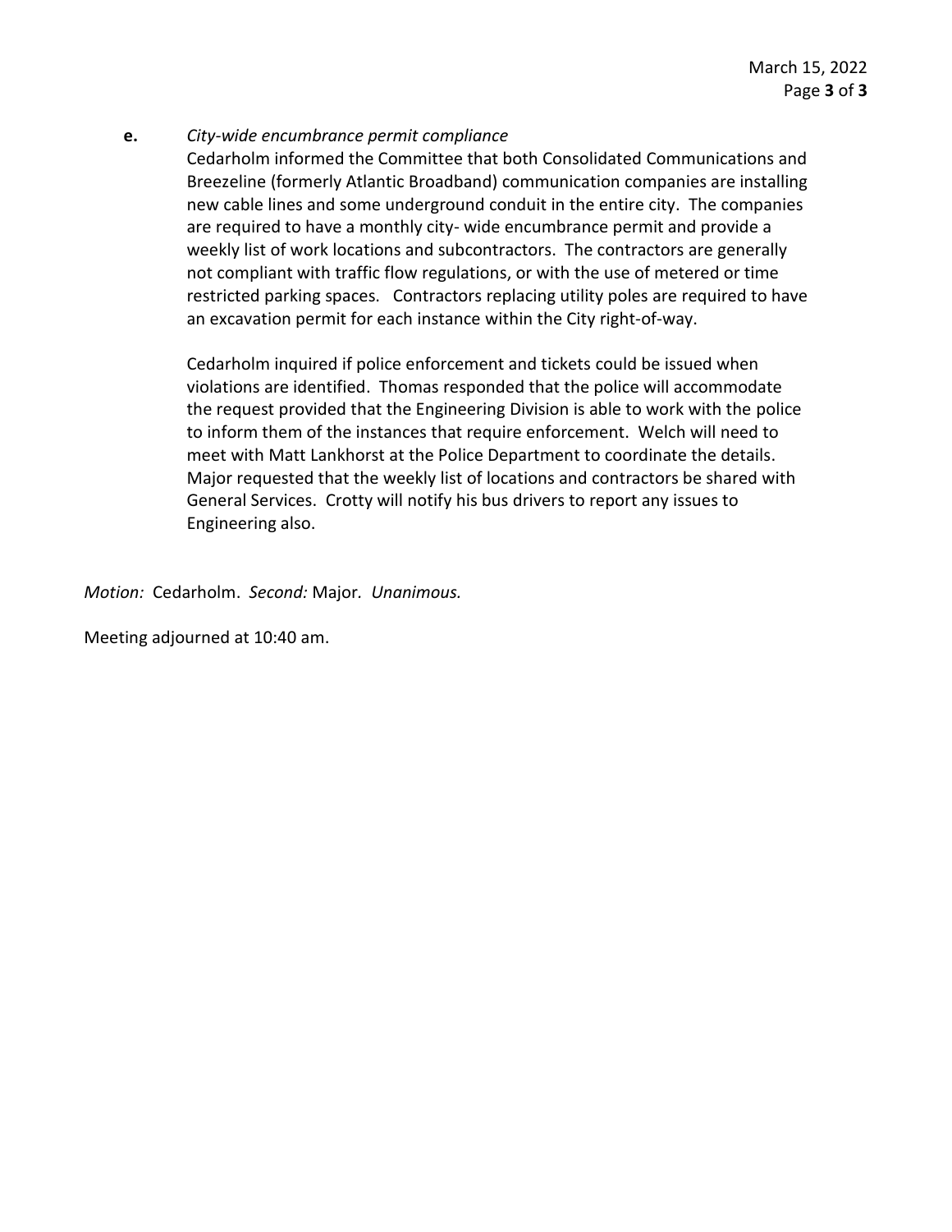**e.** *City-wide encumbrance permit compliance*

Cedarholm informed the Committee that both Consolidated Communications and Breezeline (formerly Atlantic Broadband) communication companies are installing new cable lines and some underground conduit in the entire city. The companies are required to have a monthly city- wide encumbrance permit and provide a weekly list of work locations and subcontractors. The contractors are generally not compliant with traffic flow regulations, or with the use of metered or time restricted parking spaces. Contractors replacing utility poles are required to have an excavation permit for each instance within the City right-of-way.

Cedarholm inquired if police enforcement and tickets could be issued when violations are identified. Thomas responded that the police will accommodate the request provided that the Engineering Division is able to work with the police to inform them of the instances that require enforcement. Welch will need to meet with Matt Lankhorst at the Police Department to coordinate the details. Major requested that the weekly list of locations and contractors be shared with General Services. Crotty will notify his bus drivers to report any issues to Engineering also.

*Motion:* Cedarholm. *Second:* Major. *Unanimous.*

Meeting adjourned at 10:40 am.